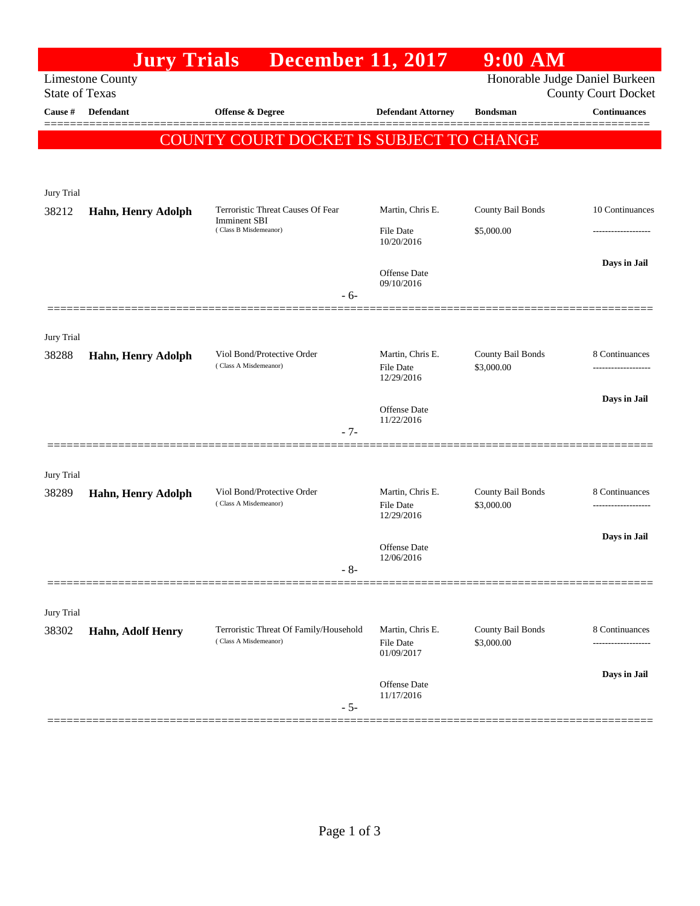# Jury Trials December 11, 2017 9:00 AM

Limestone County
State of Texas

Honorable Judge Daniel Burkeen
County Court Docket

**COUNTY COURT DOCKET IS SUBJECT TO CHANGE**

| Cause # | Defendant | Offense & Degree | Defendant Attorney | Bondsman | Continuances |
|---|---|---|---|---|---|
| Jury Trial | | | | | |
| 38212 | **Hahn, Henry Adolph** | Terroristic Threat Causes Of Fear Imminent SBI (Class B Misdemeanor) | Martin, Chris E. File Date 10/20/2016 Offense Date 09/10/2016 | County Bail Bonds $5,000.00 | 10 Continuances ------------------- **Days in Jail** |
| | | - 6- | | | |
| Jury Trial | | | | | |
| 38288 | **Hahn, Henry Adolph** | Viol Bond/Protective Order (Class A Misdemeanor) | Martin, Chris E. File Date 12/29/2016 Offense Date 11/22/2016 | County Bail Bonds $3,000.00 | 8 Continuances ------------------- **Days in Jail** |
| | | - 7- | | | |
| Jury Trial | | | | | |
| 38289 | **Hahn, Henry Adolph** | Viol Bond/Protective Order (Class A Misdemeanor) | Martin, Chris E. File Date 12/29/2016 Offense Date 12/06/2016 | County Bail Bonds $3,000.00 | 8 Continuances ------------------- **Days in Jail** |
| | | - 8- | | | |
| Jury Trial | | | | | |
| 38302 | **Hahn, Adolf Henry** | Terroristic Threat Of Family/Household (Class A Misdemeanor) | Martin, Chris E. File Date 01/09/2017 Offense Date 11/17/2016 | County Bail Bonds $3,000.00 | 8 Continuances ------------------- **Days in Jail** |
| | | - 5- | | | |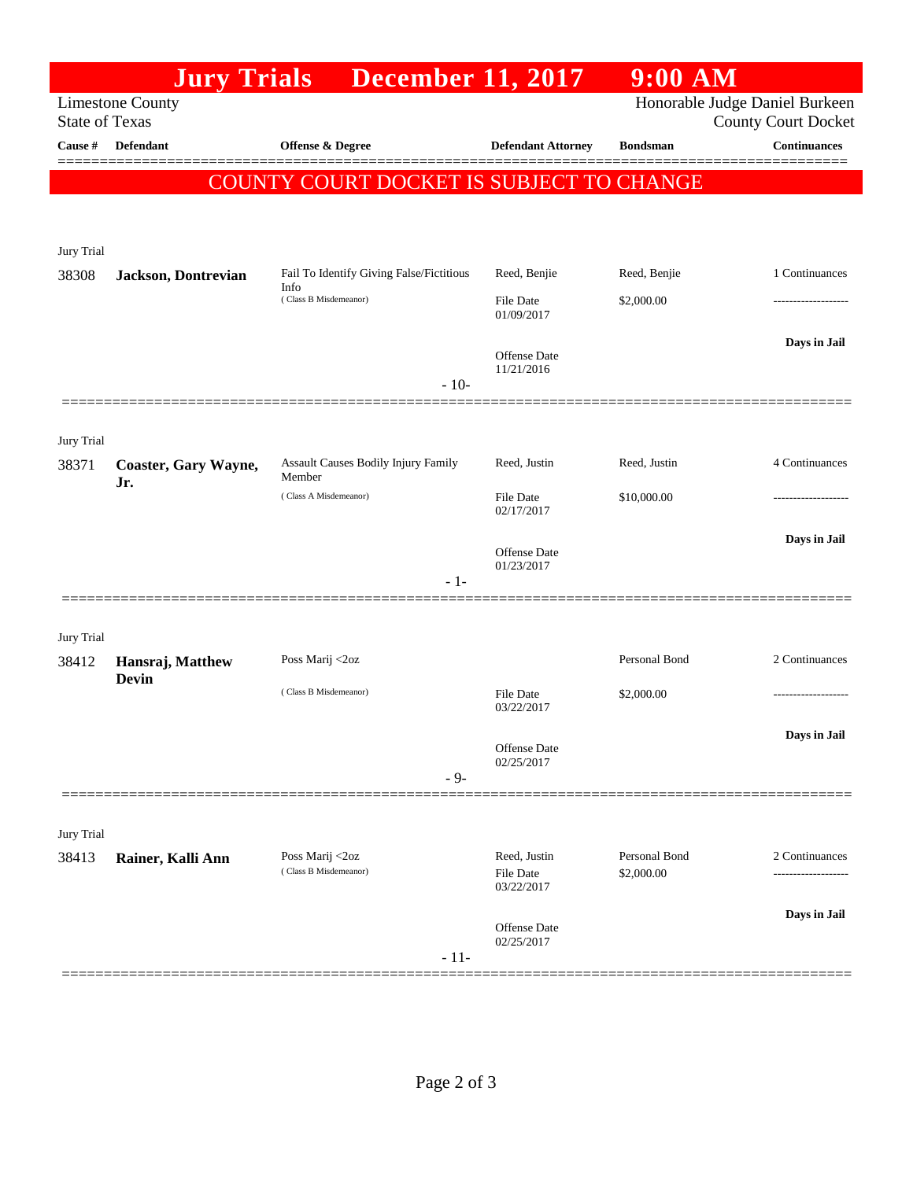# Jury Trials December 11, 2017 9:00 AM

Limestone County
State of Texas

Honorable Judge Daniel Burkeen
County Court Docket

**COUNTY COURT DOCKET IS SUBJECT TO CHANGE**

| Cause # | Defendant | Offense & Degree | Defendant Attorney | Bondsman | Continuances |
|---|---|---|---|---|---|
| Jury Trial | | | | | |
| 38308 | **Jackson, Dontrevian** | Fail To Identify Giving False/Fictitious Info (Class B Misdemeanor) | Reed, Benjie<br>File Date 01/09/2017<br>Offense Date 11/21/2016 | Reed, Benjie<br>$2,000.00 | 1 Continuances<br>-------------------<br>**Days in Jail** |
| | | | - 10- | | |
| Jury Trial | | | | | |
| 38371 | **Coaster, Gary Wayne, Jr.** | Assault Causes Bodily Injury Family Member (Class A Misdemeanor) | Reed, Justin<br>File Date 02/17/2017<br>Offense Date 01/23/2017 | Reed, Justin<br>$10,000.00 | 4 Continuances<br>-------------------<br>**Days in Jail** |
| | | | - 1- | | |
| Jury Trial | | | | | |
| 38412 | **Hansraj, Matthew Devin** | Poss Marij <2oz (Class B Misdemeanor) | File Date 03/22/2017<br>Offense Date 02/25/2017 | Personal Bond<br>$2,000.00 | 2 Continuances<br>-------------------<br>**Days in Jail** |
| | | | - 9- | | |
| Jury Trial | | | | | |
| 38413 | **Rainer, Kalli Ann** | Poss Marij <2oz (Class B Misdemeanor) | Reed, Justin<br>File Date 03/22/2017<br>Offense Date 02/25/2017 | Personal Bond<br>$2,000.00 | 2 Continuances<br>-------------------<br>**Days in Jail** |
| | | | - 11- | | |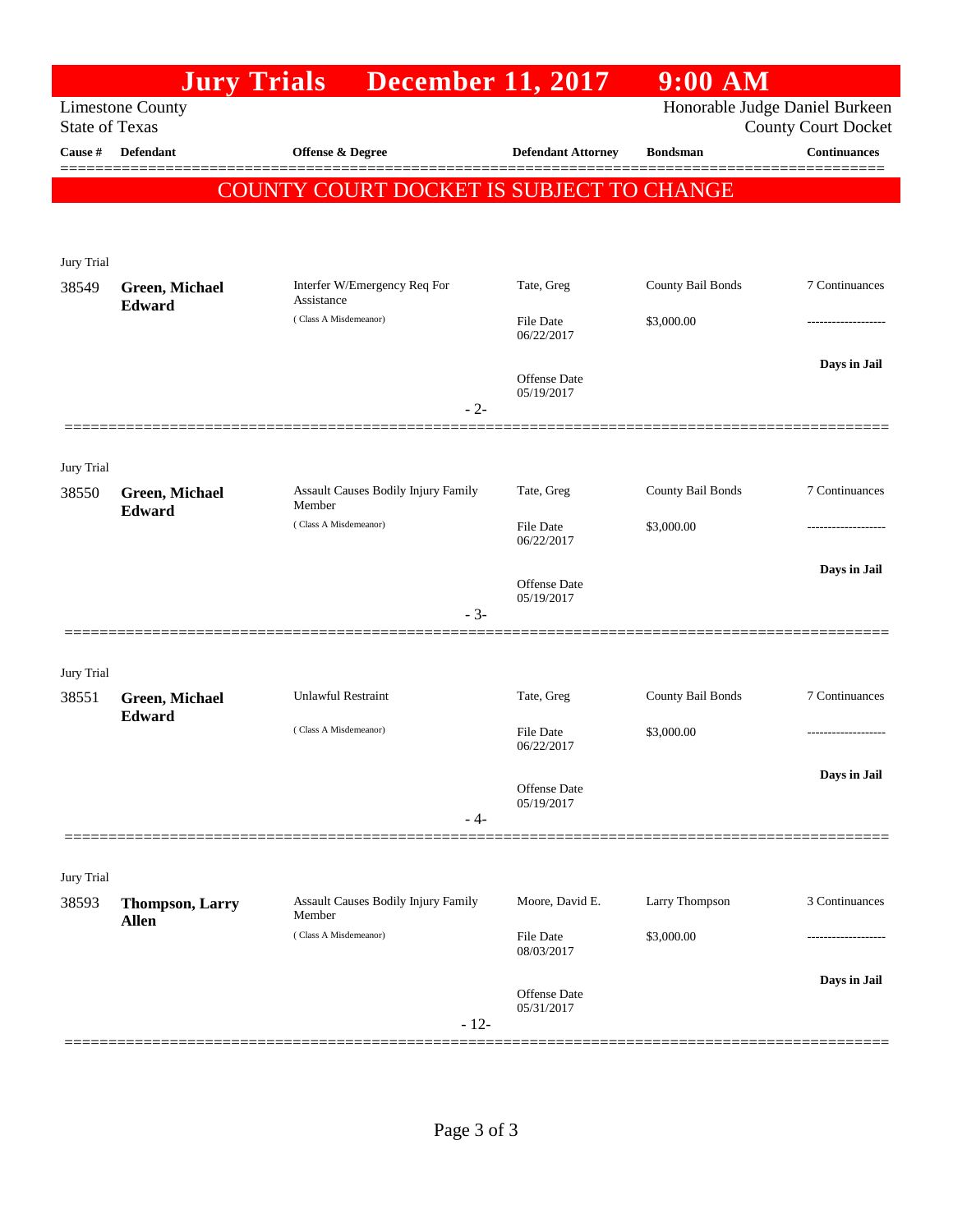# Jury Trials December 11, 2017 9:00 AM

Limestone County
State of Texas

Honorable Judge Daniel Burkeen
County Court Docket

**COUNTY COURT DOCKET IS SUBJECT TO CHANGE**

| Cause # | Defendant | Offense & Degree | Defendant Attorney | Bondsman | Continuances |
|---|---|---|---|---|---|
| Jury Trial | | | | | |
| 38549 | **Green, Michael Edward** | Interfer W/Emergency Req For Assistance (Class A Misdemeanor) | Tate, Greg | County Bail Bonds | 7 Continuances |
| | | | File Date 06/22/2017 | $3,000.00 | ------------------- |
| | | | Offense Date 05/19/2017 | | **Days in Jail** |
| | | - 2- | | | |
| Jury Trial | | | | | |
| 38550 | **Green, Michael Edward** | Assault Causes Bodily Injury Family Member (Class A Misdemeanor) | Tate, Greg | County Bail Bonds | 7 Continuances |
| | | | File Date 06/22/2017 | $3,000.00 | ------------------- |
| | | | Offense Date 05/19/2017 | | **Days in Jail** |
| | | - 3- | | | |
| Jury Trial | | | | | |
| 38551 | **Green, Michael Edward** | Unlawful Restraint (Class A Misdemeanor) | Tate, Greg | County Bail Bonds | 7 Continuances |
| | | | File Date 06/22/2017 | $3,000.00 | ------------------- |
| | | | Offense Date 05/19/2017 | | **Days in Jail** |
| | | - 4- | | | |
| Jury Trial | | | | | |
| 38593 | **Thompson, Larry Allen** | Assault Causes Bodily Injury Family Member (Class A Misdemeanor) | Moore, David E. | Larry Thompson | 3 Continuances |
| | | | File Date 08/03/2017 | $3,000.00 | ------------------- |
| | | | Offense Date 05/31/2017 | | **Days in Jail** |
| | | - 12- | | | |